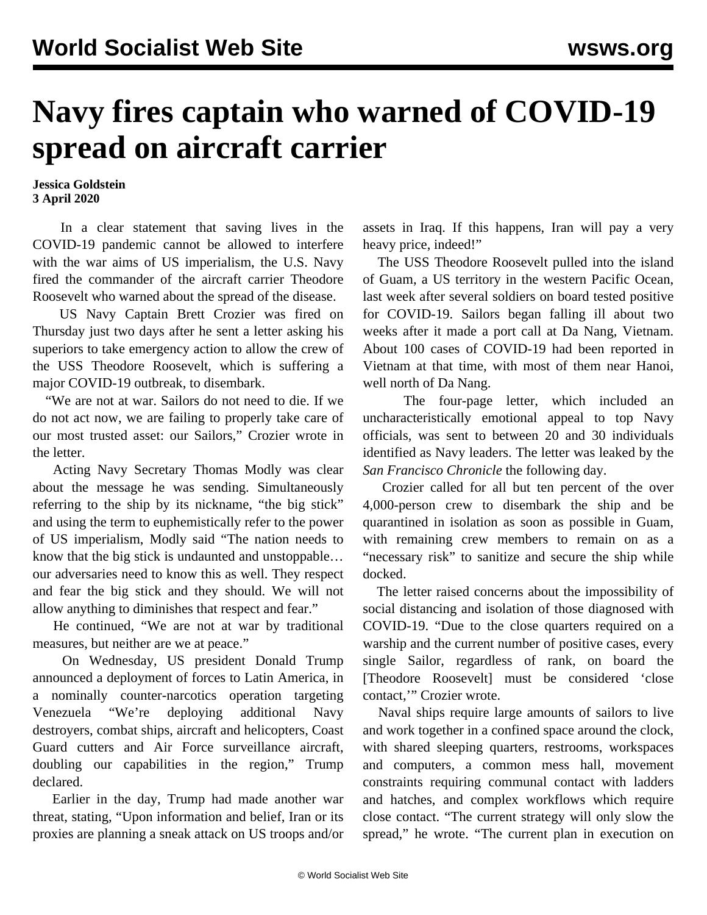# Navy fires captain who warned of COVID-19 spread on aircraft carrier

**Jessica Goldstein**
**3 April 2020**

In a clear statement that saving lives in the COVID-19 pandemic cannot be allowed to interfere with the war aims of US imperialism, the U.S. Navy fired the commander of the aircraft carrier Theodore Roosevelt who warned about the spread of the disease.

US Navy Captain Brett Crozier was fired on Thursday just two days after he sent a letter asking his superiors to take emergency action to allow the crew of the USS Theodore Roosevelt, which is suffering a major COVID-19 outbreak, to disembark.

"We are not at war. Sailors do not need to die. If we do not act now, we are failing to properly take care of our most trusted asset: our Sailors," Crozier wrote in the letter.

Acting Navy Secretary Thomas Modly was clear about the message he was sending. Simultaneously referring to the ship by its nickname, "the big stick" and using the term to euphemistically refer to the power of US imperialism, Modly said "The nation needs to know that the big stick is undaunted and unstoppable… our adversaries need to know this as well. They respect and fear the big stick and they should. We will not allow anything to diminishes that respect and fear."

He continued, "We are not at war by traditional measures, but neither are we at peace."

On Wednesday, US president Donald Trump announced a deployment of forces to Latin America, in a nominally counter-narcotics operation targeting Venezuela "We're deploying additional Navy destroyers, combat ships, aircraft and helicopters, Coast Guard cutters and Air Force surveillance aircraft, doubling our capabilities in the region," Trump declared.

Earlier in the day, Trump had made another war threat, stating, "Upon information and belief, Iran or its proxies are planning a sneak attack on US troops and/or assets in Iraq. If this happens, Iran will pay a very heavy price, indeed!"

The USS Theodore Roosevelt pulled into the island of Guam, a US territory in the western Pacific Ocean, last week after several soldiers on board tested positive for COVID-19. Sailors began falling ill about two weeks after it made a port call at Da Nang, Vietnam. About 100 cases of COVID-19 had been reported in Vietnam at that time, with most of them near Hanoi, well north of Da Nang.

The four-page letter, which included an uncharacteristically emotional appeal to top Navy officials, was sent to between 20 and 30 individuals identified as Navy leaders. The letter was leaked by the *San Francisco Chronicle* the following day.

Crozier called for all but ten percent of the over 4,000-person crew to disembark the ship and be quarantined in isolation as soon as possible in Guam, with remaining crew members to remain on as a "necessary risk" to sanitize and secure the ship while docked.

The letter raised concerns about the impossibility of social distancing and isolation of those diagnosed with COVID-19. "Due to the close quarters required on a warship and the current number of positive cases, every single Sailor, regardless of rank, on board the [Theodore Roosevelt] must be considered 'close contact,'" Crozier wrote.

Naval ships require large amounts of sailors to live and work together in a confined space around the clock, with shared sleeping quarters, restrooms, workspaces and computers, a common mess hall, movement constraints requiring communal contact with ladders and hatches, and complex workflows which require close contact. "The current strategy will only slow the spread," he wrote. "The current plan in execution on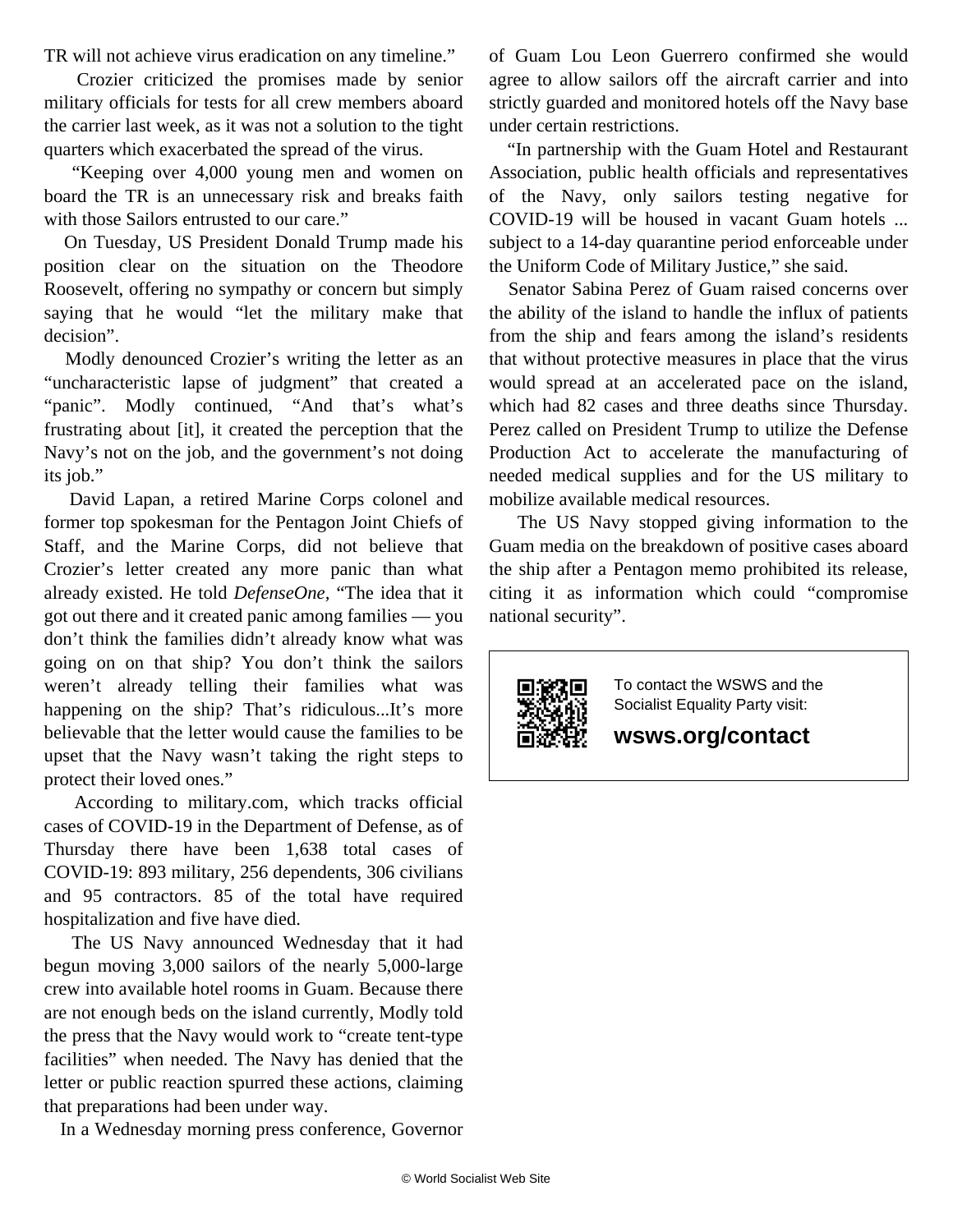TR will not achieve virus eradication on any timeline."

Crozier criticized the promises made by senior military officials for tests for all crew members aboard the carrier last week, as it was not a solution to the tight quarters which exacerbated the spread of the virus.

"Keeping over 4,000 young men and women on board the TR is an unnecessary risk and breaks faith with those Sailors entrusted to our care."

On Tuesday, US President Donald Trump made his position clear on the situation on the Theodore Roosevelt, offering no sympathy or concern but simply saying that he would "let the military make that decision".

Modly denounced Crozier's writing the letter as an "uncharacteristic lapse of judgment" that created a "panic". Modly continued, "And that's what's frustrating about [it], it created the perception that the Navy's not on the job, and the government's not doing its job."

David Lapan, a retired Marine Corps colonel and former top spokesman for the Pentagon Joint Chiefs of Staff, and the Marine Corps, did not believe that Crozier's letter created any more panic than what already existed. He told *DefenseOne*, "The idea that it got out there and it created panic among families — you don't think the families didn't already know what was going on on that ship? You don't think the sailors weren't already telling their families what was happening on the ship? That's ridiculous...It's more believable that the letter would cause the families to be upset that the Navy wasn't taking the right steps to protect their loved ones."

According to military.com, which tracks official cases of COVID-19 in the Department of Defense, as of Thursday there have been 1,638 total cases of COVID-19: 893 military, 256 dependents, 306 civilians and 95 contractors. 85 of the total have required hospitalization and five have died.

The US Navy announced Wednesday that it had begun moving 3,000 sailors of the nearly 5,000-large crew into available hotel rooms in Guam. Because there are not enough beds on the island currently, Modly told the press that the Navy would work to "create tent-type facilities" when needed. The Navy has denied that the letter or public reaction spurred these actions, claiming that preparations had been under way.

In a Wednesday morning press conference, Governor of Guam Lou Leon Guerrero confirmed she would agree to allow sailors off the aircraft carrier and into strictly guarded and monitored hotels off the Navy base under certain restrictions.

"In partnership with the Guam Hotel and Restaurant Association, public health officials and representatives of the Navy, only sailors testing negative for COVID-19 will be housed in vacant Guam hotels ... subject to a 14-day quarantine period enforceable under the Uniform Code of Military Justice," she said.

Senator Sabina Perez of Guam raised concerns over the ability of the island to handle the influx of patients from the ship and fears among the island's residents that without protective measures in place that the virus would spread at an accelerated pace on the island, which had 82 cases and three deaths since Thursday. Perez called on President Trump to utilize the Defense Production Act to accelerate the manufacturing of needed medical supplies and for the US military to mobilize available medical resources.

The US Navy stopped giving information to the Guam media on the breakdown of positive cases aboard the ship after a Pentagon memo prohibited its release, citing it as information which could "compromise national security".

To contact the WSWS and the Socialist Equality Party visit:

**wsws.org/contact**